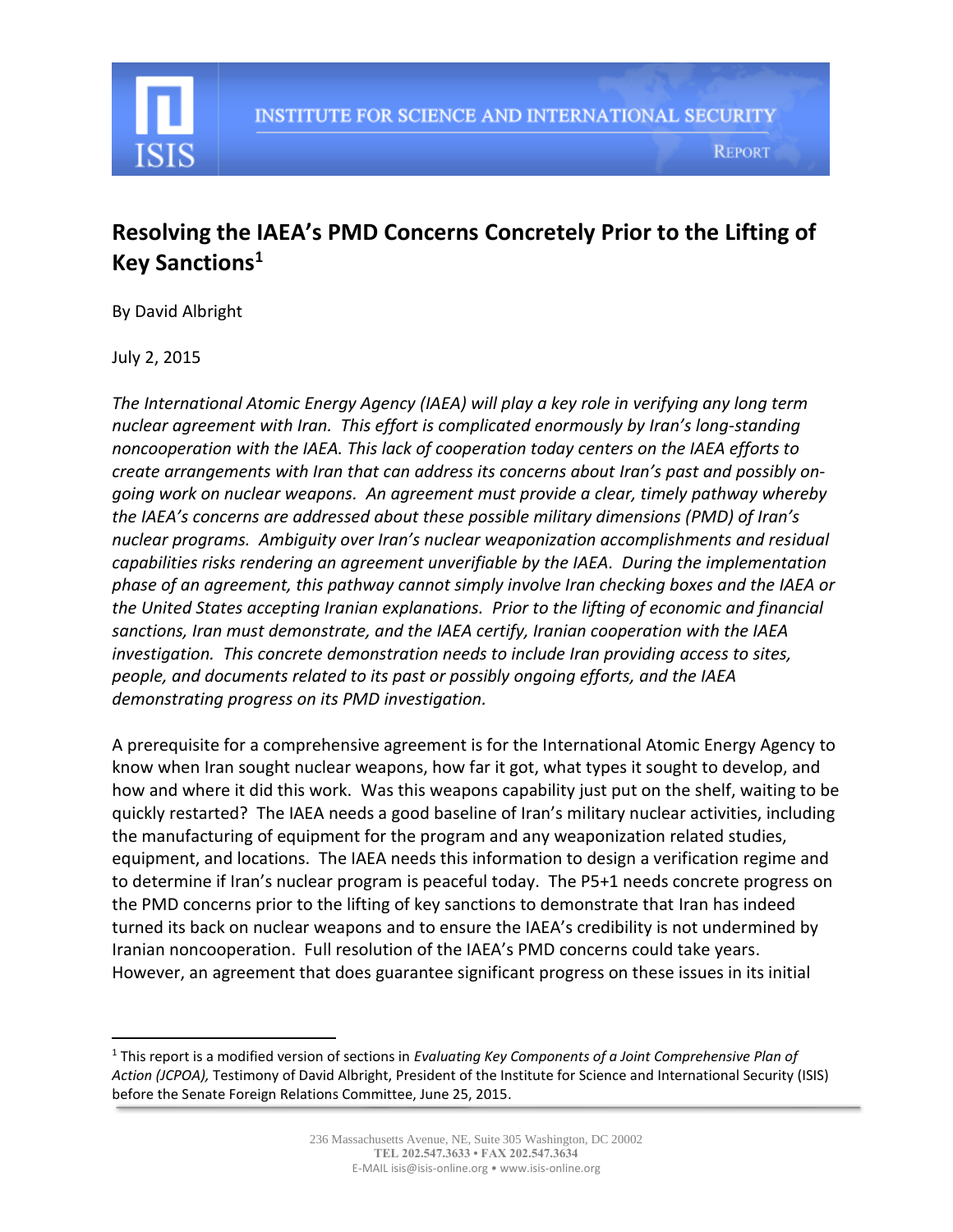INSTITUTE FOR SCIENCE AND INTERNATIONAL SECURITY

REPORT

# Resolving the IAEA's PMD Concerns Concretely Prior to the Lifting of Key Sanctions[1]

By David Albright

July 2, 2015

*The International Atomic Energy Agency (IAEA) will play a key role in verifying any long term nuclear agreement with Iran. This effort is complicated enormously by Iran's long-standing noncooperation with the IAEA. This lack of cooperation today centers on the IAEA efforts to create arrangements with Iran that can address its concerns about Iran's past and possibly on-going work on nuclear weapons. An agreement must provide a clear, timely pathway whereby the IAEA's concerns are addressed about these possible military dimensions (PMD) of Iran's nuclear programs. Ambiguity over Iran's nuclear weaponization accomplishments and residual capabilities risks rendering an agreement unverifiable by the IAEA. During the implementation phase of an agreement, this pathway cannot simply involve Iran checking boxes and the IAEA or the United States accepting Iranian explanations. Prior to the lifting of economic and financial sanctions, Iran must demonstrate, and the IAEA certify, Iranian cooperation with the IAEA investigation. This concrete demonstration needs to include Iran providing access to sites, people, and documents related to its past or possibly ongoing efforts, and the IAEA demonstrating progress on its PMD investigation.*

A prerequisite for a comprehensive agreement is for the International Atomic Energy Agency to know when Iran sought nuclear weapons, how far it got, what types it sought to develop, and how and where it did this work. Was this weapons capability just put on the shelf, waiting to be quickly restarted? The IAEA needs a good baseline of Iran's military nuclear activities, including the manufacturing of equipment for the program and any weaponization related studies, equipment, and locations. The IAEA needs this information to design a verification regime and to determine if Iran's nuclear program is peaceful today. The P5+1 needs concrete progress on the PMD concerns prior to the lifting of key sanctions to demonstrate that Iran has indeed turned its back on nuclear weapons and to ensure the IAEA's credibility is not undermined by Iranian noncooperation. Full resolution of the IAEA's PMD concerns could take years. However, an agreement that does guarantee significant progress on these issues in its initial

[1] This report is a modified version of sections in *Evaluating Key Components of a Joint Comprehensive Plan of Action (JCPOA),* Testimony of David Albright, President of the Institute for Science and International Security (ISIS) before the Senate Foreign Relations Committee, June 25, 2015.

236 Massachusetts Avenue, NE, Suite 305 Washington, DC 20002
TEL 202.547.3633 • FAX 202.547.3634
E-MAIL isis@isis-online.org • www.isis-online.org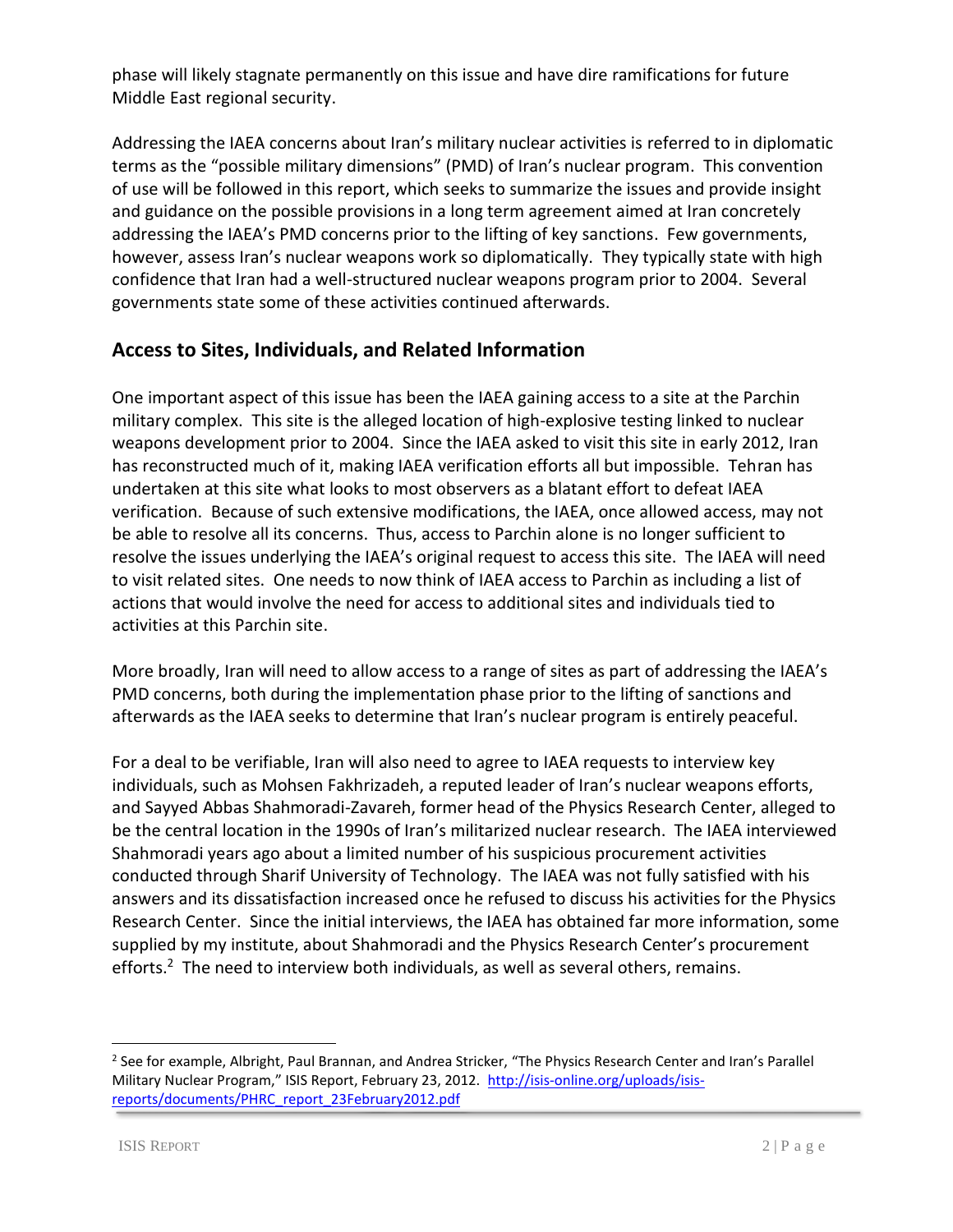phase will likely stagnate permanently on this issue and have dire ramifications for future Middle East regional security.

Addressing the IAEA concerns about Iran's military nuclear activities is referred to in diplomatic terms as the "possible military dimensions" (PMD) of Iran's nuclear program. This convention of use will be followed in this report, which seeks to summarize the issues and provide insight and guidance on the possible provisions in a long term agreement aimed at Iran concretely addressing the IAEA's PMD concerns prior to the lifting of key sanctions. Few governments, however, assess Iran's nuclear weapons work so diplomatically. They typically state with high confidence that Iran had a well-structured nuclear weapons program prior to 2004. Several governments state some of these activities continued afterwards.

## Access to Sites, Individuals, and Related Information

One important aspect of this issue has been the IAEA gaining access to a site at the Parchin military complex. This site is the alleged location of high-explosive testing linked to nuclear weapons development prior to 2004. Since the IAEA asked to visit this site in early 2012, Iran has reconstructed much of it, making IAEA verification efforts all but impossible. Tehran has undertaken at this site what looks to most observers as a blatant effort to defeat IAEA verification. Because of such extensive modifications, the IAEA, once allowed access, may not be able to resolve all its concerns. Thus, access to Parchin alone is no longer sufficient to resolve the issues underlying the IAEA's original request to access this site. The IAEA will need to visit related sites. One needs to now think of IAEA access to Parchin as including a list of actions that would involve the need for access to additional sites and individuals tied to activities at this Parchin site.

More broadly, Iran will need to allow access to a range of sites as part of addressing the IAEA's PMD concerns, both during the implementation phase prior to the lifting of sanctions and afterwards as the IAEA seeks to determine that Iran's nuclear program is entirely peaceful.

For a deal to be verifiable, Iran will also need to agree to IAEA requests to interview key individuals, such as Mohsen Fakhrizadeh, a reputed leader of Iran's nuclear weapons efforts, and Sayyed Abbas Shahmoradi-Zavareh, former head of the Physics Research Center, alleged to be the central location in the 1990s of Iran's militarized nuclear research. The IAEA interviewed Shahmoradi years ago about a limited number of his suspicious procurement activities conducted through Sharif University of Technology. The IAEA was not fully satisfied with his answers and its dissatisfaction increased once he refused to discuss his activities for the Physics Research Center. Since the initial interviews, the IAEA has obtained far more information, some supplied by my institute, about Shahmoradi and the Physics Research Center's procurement efforts.[2] The need to interview both individuals, as well as several others, remains.

---

[2] See for example, Albright, Paul Brannan, and Andrea Stricker, "The Physics Research Center and Iran's Parallel Military Nuclear Program," ISIS Report, February 23, 2012. http://isis-online.org/uploads/isis-reports/documents/PHRC_report_23February2012.pdf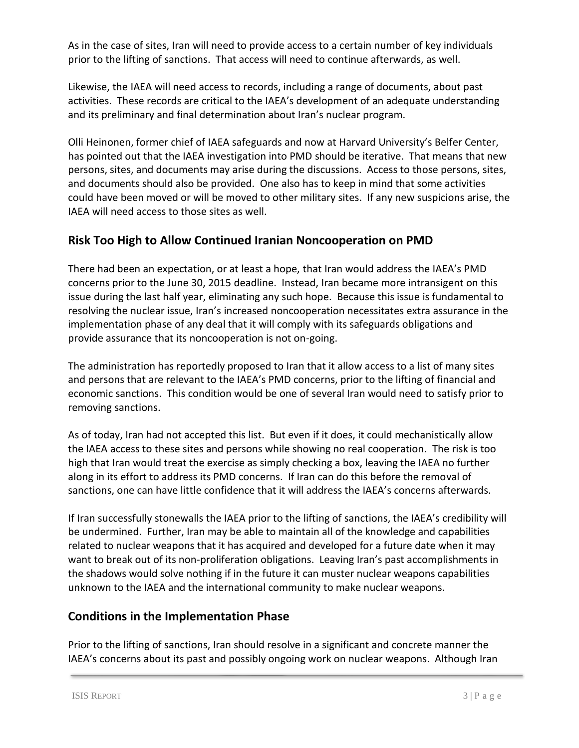As in the case of sites, Iran will need to provide access to a certain number of key individuals prior to the lifting of sanctions. That access will need to continue afterwards, as well.

Likewise, the IAEA will need access to records, including a range of documents, about past activities. These records are critical to the IAEA's development of an adequate understanding and its preliminary and final determination about Iran's nuclear program.

Olli Heinonen, former chief of IAEA safeguards and now at Harvard University's Belfer Center, has pointed out that the IAEA investigation into PMD should be iterative. That means that new persons, sites, and documents may arise during the discussions. Access to those persons, sites, and documents should also be provided. One also has to keep in mind that some activities could have been moved or will be moved to other military sites. If any new suspicions arise, the IAEA will need access to those sites as well.

## Risk Too High to Allow Continued Iranian Noncooperation on PMD

There had been an expectation, or at least a hope, that Iran would address the IAEA's PMD concerns prior to the June 30, 2015 deadline. Instead, Iran became more intransigent on this issue during the last half year, eliminating any such hope. Because this issue is fundamental to resolving the nuclear issue, Iran's increased noncooperation necessitates extra assurance in the implementation phase of any deal that it will comply with its safeguards obligations and provide assurance that its noncooperation is not on-going.

The administration has reportedly proposed to Iran that it allow access to a list of many sites and persons that are relevant to the IAEA's PMD concerns, prior to the lifting of financial and economic sanctions. This condition would be one of several Iran would need to satisfy prior to removing sanctions.

As of today, Iran had not accepted this list. But even if it does, it could mechanistically allow the IAEA access to these sites and persons while showing no real cooperation. The risk is too high that Iran would treat the exercise as simply checking a box, leaving the IAEA no further along in its effort to address its PMD concerns. If Iran can do this before the removal of sanctions, one can have little confidence that it will address the IAEA's concerns afterwards.

If Iran successfully stonewalls the IAEA prior to the lifting of sanctions, the IAEA's credibility will be undermined. Further, Iran may be able to maintain all of the knowledge and capabilities related to nuclear weapons that it has acquired and developed for a future date when it may want to break out of its non-proliferation obligations. Leaving Iran's past accomplishments in the shadows would solve nothing if in the future it can muster nuclear weapons capabilities unknown to the IAEA and the international community to make nuclear weapons.

## Conditions in the Implementation Phase

Prior to the lifting of sanctions, Iran should resolve in a significant and concrete manner the IAEA's concerns about its past and possibly ongoing work on nuclear weapons. Although Iran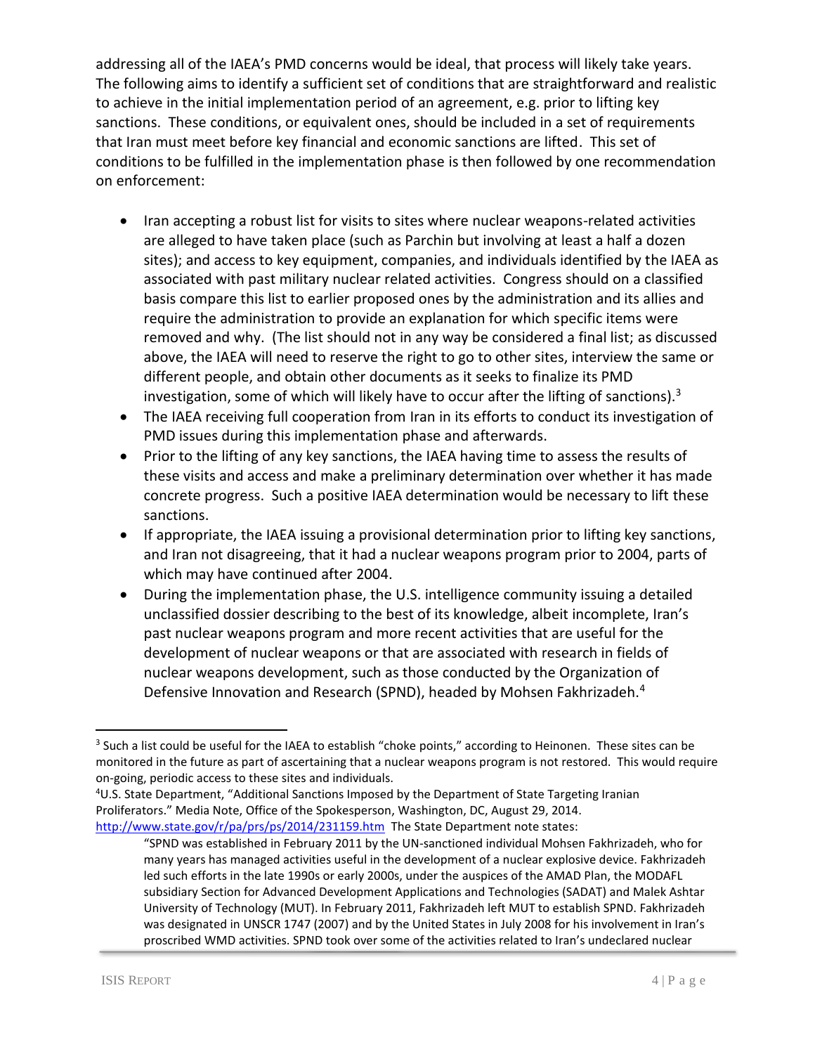addressing all of the IAEA's PMD concerns would be ideal, that process will likely take years. The following aims to identify a sufficient set of conditions that are straightforward and realistic to achieve in the initial implementation period of an agreement, e.g. prior to lifting key sanctions. These conditions, or equivalent ones, should be included in a set of requirements that Iran must meet before key financial and economic sanctions are lifted. This set of conditions to be fulfilled in the implementation phase is then followed by one recommendation on enforcement:

- Iran accepting a robust list for visits to sites where nuclear weapons-related activities are alleged to have taken place (such as Parchin but involving at least a half a dozen sites); and access to key equipment, companies, and individuals identified by the IAEA as associated with past military nuclear related activities. Congress should on a classified basis compare this list to earlier proposed ones by the administration and its allies and require the administration to provide an explanation for which specific items were removed and why. (The list should not in any way be considered a final list; as discussed above, the IAEA will need to reserve the right to go to other sites, interview the same or different people, and obtain other documents as it seeks to finalize its PMD investigation, some of which will likely have to occur after the lifting of sanctions).[3]
- The IAEA receiving full cooperation from Iran in its efforts to conduct its investigation of PMD issues during this implementation phase and afterwards.
- Prior to the lifting of any key sanctions, the IAEA having time to assess the results of these visits and access and make a preliminary determination over whether it has made concrete progress. Such a positive IAEA determination would be necessary to lift these sanctions.
- If appropriate, the IAEA issuing a provisional determination prior to lifting key sanctions, and Iran not disagreeing, that it had a nuclear weapons program prior to 2004, parts of which may have continued after 2004.
- During the implementation phase, the U.S. intelligence community issuing a detailed unclassified dossier describing to the best of its knowledge, albeit incomplete, Iran's past nuclear weapons program and more recent activities that are useful for the development of nuclear weapons or that are associated with research in fields of nuclear weapons development, such as those conducted by the Organization of Defensive Innovation and Research (SPND), headed by Mohsen Fakhrizadeh.[4]

---

[3] Such a list could be useful for the IAEA to establish "choke points," according to Heinonen. These sites can be monitored in the future as part of ascertaining that a nuclear weapons program is not restored. This would require on-going, periodic access to these sites and individuals.

[4] U.S. State Department, "Additional Sanctions Imposed by the Department of State Targeting Iranian Proliferators." Media Note, Office of the Spokesperson, Washington, DC, August 29, 2014. http://www.state.gov/r/pa/prs/ps/2014/231159.htm The State Department note states:

> "SPND was established in February 2011 by the UN-sanctioned individual Mohsen Fakhrizadeh, who for many years has managed activities useful in the development of a nuclear explosive device. Fakhrizadeh led such efforts in the late 1990s or early 2000s, under the auspices of the AMAD Plan, the MODAFL subsidiary Section for Advanced Development Applications and Technologies (SADAT) and Malek Ashtar University of Technology (MUT). In February 2011, Fakhrizadeh left MUT to establish SPND. Fakhrizadeh was designated in UNSCR 1747 (2007) and by the United States in July 2008 for his involvement in Iran's proscribed WMD activities. SPND took over some of the activities related to Iran's undeclared nuclear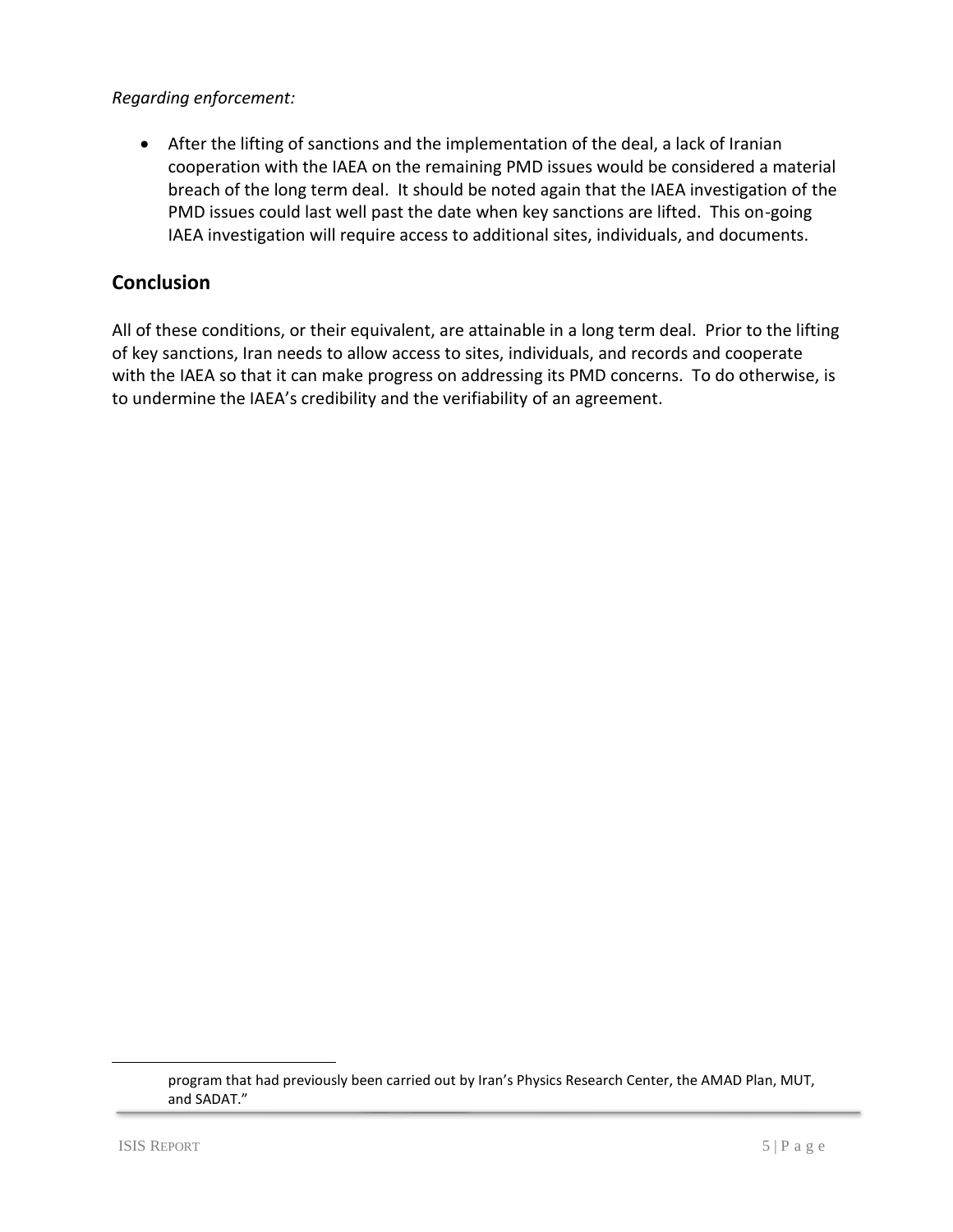*Regarding enforcement:*

- After the lifting of sanctions and the implementation of the deal, a lack of Iranian cooperation with the IAEA on the remaining PMD issues would be considered a material breach of the long term deal. It should be noted again that the IAEA investigation of the PMD issues could last well past the date when key sanctions are lifted. This on-going IAEA investigation will require access to additional sites, individuals, and documents.

## Conclusion

All of these conditions, or their equivalent, are attainable in a long term deal. Prior to the lifting of key sanctions, Iran needs to allow access to sites, individuals, and records and cooperate with the IAEA so that it can make progress on addressing its PMD concerns. To do otherwise, is to undermine the IAEA's credibility and the verifiability of an agreement.

---

program that had previously been carried out by Iran's Physics Research Center, the AMAD Plan, MUT, and SADAT."